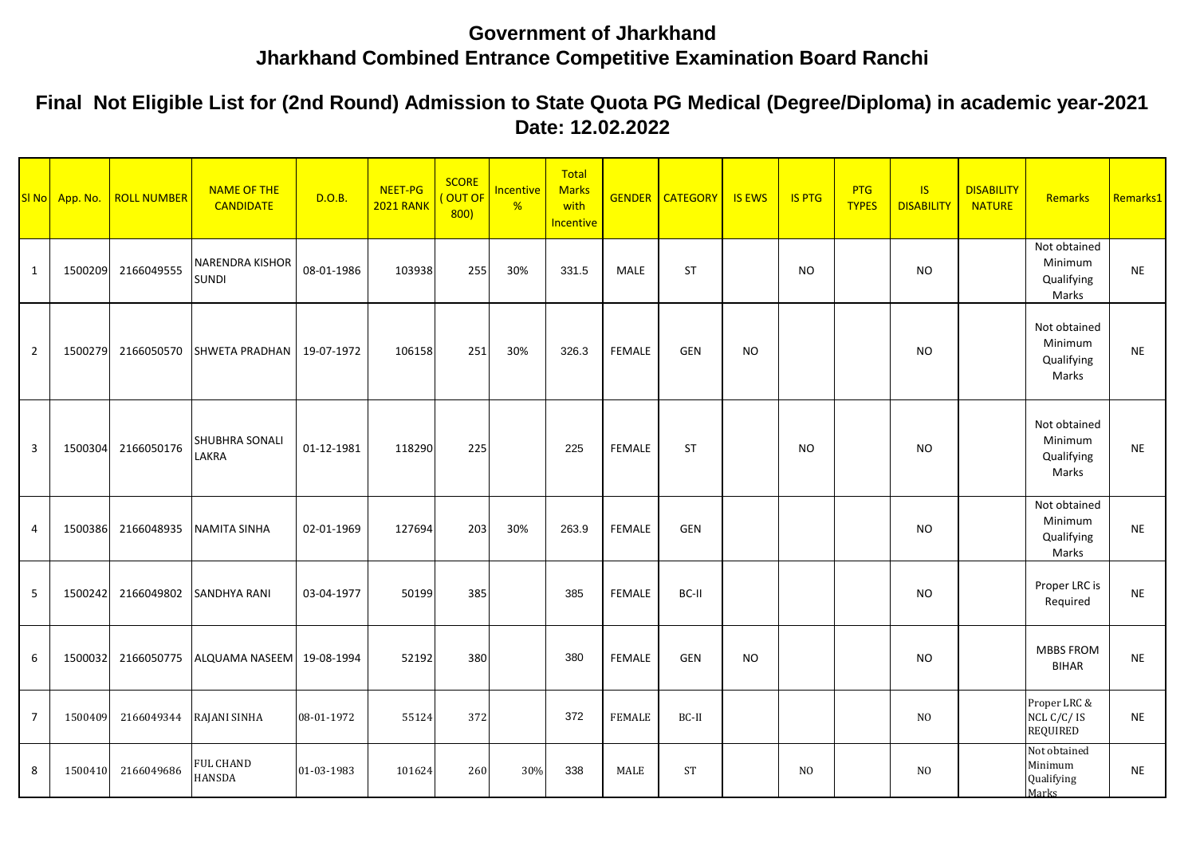# Government of Jharkhand

# Jharkhand Combined Entrance Competitive Examination Board Ranchi

## Final Not Eligible List for (2nd Round) Admission to State Quota PG Medical (Degree/Diploma) in academic year-2021

## Date: 12.02.2022

| Sl No | App. No. | ROLL NUMBER | NAME OF THE CANDIDATE | D.O.B. | NEET-PG 2021 RANK | SCORE ( OUT OF 800) | Incentive % | Total Marks with Incentive | GENDER | CATEGORY | IS EWS | IS PTG | PTG TYPES | IS DISABILITY | DISABILITY NATURE | Remarks | Remarks1 |
|---|---|---|---|---|---|---|---|---|---|---|---|---|---|---|---|---|---|
| 1 | 1500209 | 2166049555 | NARENDRA KISHOR SUNDI | 08-01-1986 | 103938 | 255 | 30% | 331.5 | MALE | ST | | NO | | NO | | Not obtained Minimum Qualifying Marks | NE |
| 2 | 1500279 | 2166050570 | SHWETA PRADHAN | 19-07-1972 | 106158 | 251 | 30% | 326.3 | FEMALE | GEN | NO | | | NO | | Not obtained Minimum Qualifying Marks | NE |
| 3 | 1500304 | 2166050176 | SHUBHRA SONALI LAKRA | 01-12-1981 | 118290 | 225 | | 225 | FEMALE | ST | | NO | | NO | | Not obtained Minimum Qualifying Marks | NE |
| 4 | 1500386 | 2166048935 | NAMITA SINHA | 02-01-1969 | 127694 | 203 | 30% | 263.9 | FEMALE | GEN | | | | NO | | Not obtained Minimum Qualifying Marks | NE |
| 5 | 1500242 | 2166049802 | SANDHYA RANI | 03-04-1977 | 50199 | 385 | | 385 | FEMALE | BC-II | | | | NO | | Proper LRC is Required | NE |
| 6 | 1500032 | 2166050775 | ALQUAMA NASEEM | 19-08-1994 | 52192 | 380 | | 380 | FEMALE | GEN | NO | | | NO | | MBBS FROM BIHAR | NE |
| 7 | 1500409 | 2166049344 | RAJANI SINHA | 08-01-1972 | 55124 | 372 | | 372 | FEMALE | BC-II | | | | NO | | Proper LRC & NCL C/C/ IS REQUIRED | NE |
| 8 | 1500410 | 2166049686 | FUL CHAND HANSDA | 01-03-1983 | 101624 | 260 | 30% | 338 | MALE | ST | | NO | | NO | | Not obtained Minimum Qualifying Marks | NE |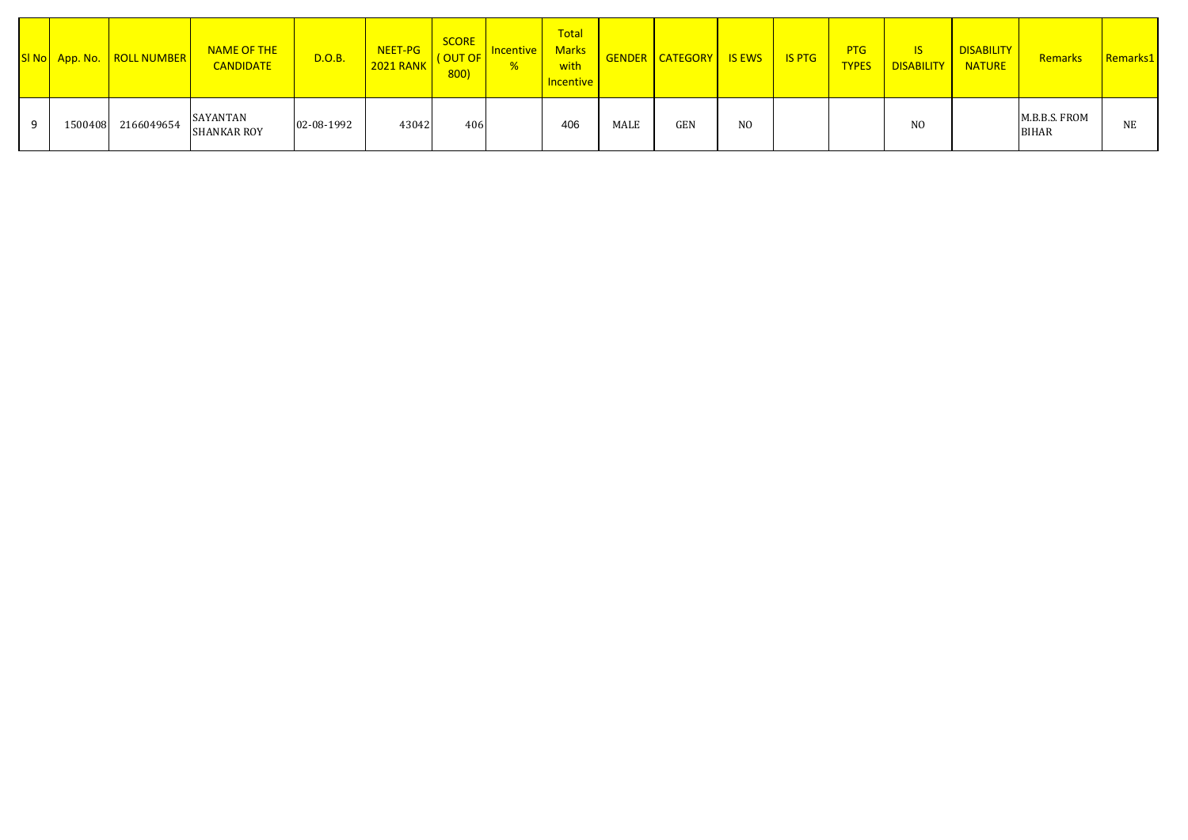| Sl No | App. No. | ROLL NUMBER | NAME OF THE CANDIDATE | D.O.B. | NEET-PG 2021 RANK | SCORE ( OUT OF 800) | Incentive % | Total Marks with Incentive | GENDER | CATEGORY | IS EWS | IS PTG | PTG TYPES | IS DISABILITY | DISABILITY NATURE | Remarks | Remarks1 |
|---|---|---|---|---|---|---|---|---|---|---|---|---|---|---|---|---|---|
| 9 | 1500408 | 2166049654 | SAYANTAN SHANKAR ROY | 02-08-1992 | 43042 | 406 | | 406 | MALE | GEN | NO | | | NO | | M.B.B.S. FROM BIHAR | NE |